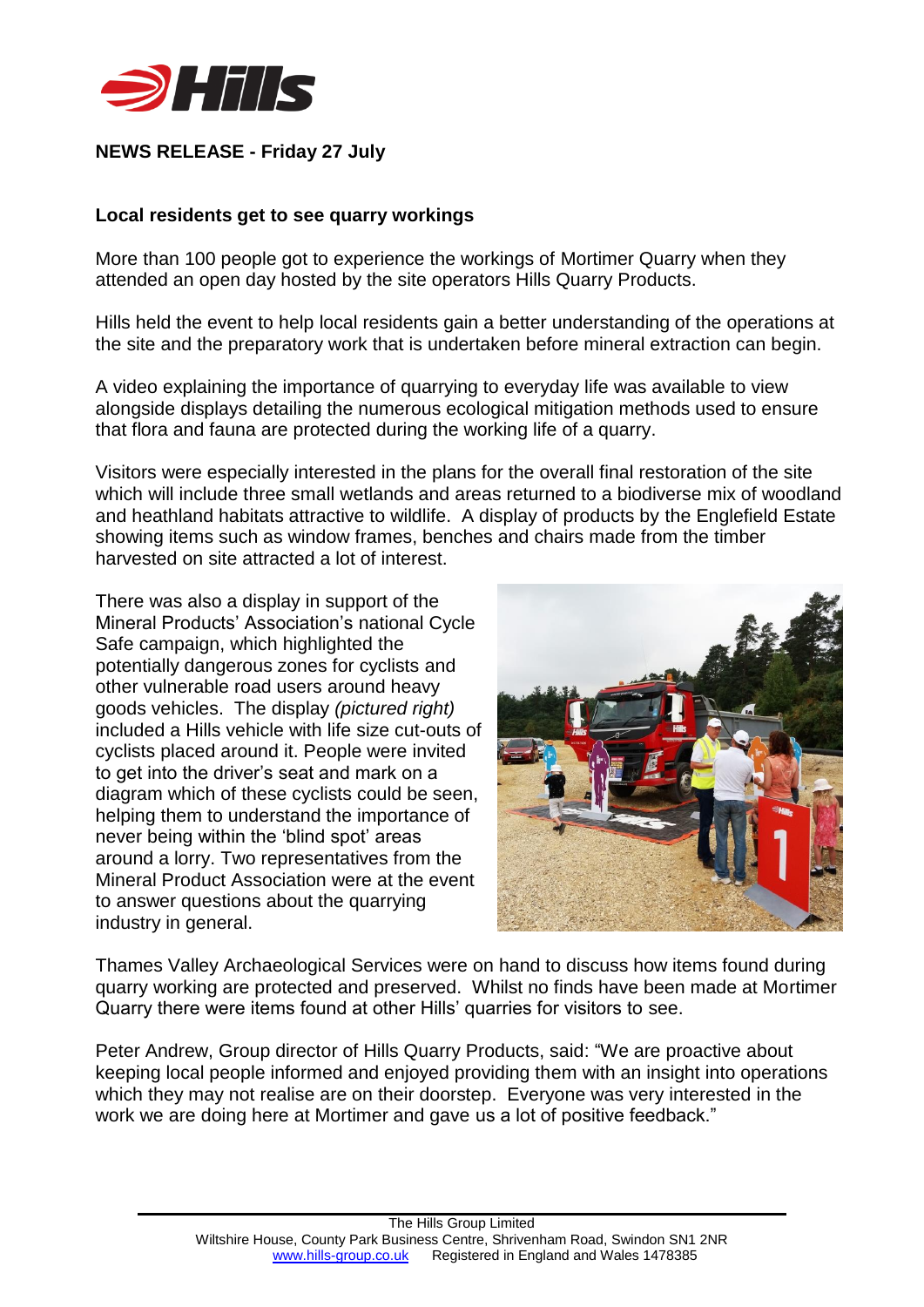**NEWS RELEASE - Friday 27 July**

**Local residents get to see quarry workings**

More than 100 people got to experience the workings of Mortimer Quarry when they attended an open day hosted by the site operators Hills Quarry Products.

Hills held the event to help local residents gain a better understanding of the operations at the site and the preparatory work that is undertaken before mineral extraction can begin.

A video explaining the importance of quarrying to everyday life was available to view alongside displays detailing the numerous ecological mitigation methods used to ensure that flora and fauna are protected during the working life of a quarry.

Visitors were especially interested in the plans for the overall final restoration of the site which will include three small wetlands and areas returned to a biodiverse mix of woodland and heathland habitats attractive to wildlife. A display of products by the Englefield Estate showing items such as window frames, benches and chairs made from the timber harvested on site attracted a lot of interest.

There was also a display in support of the Mineral Products' Association's national Cycle Safe campaign, which highlighted the potentially dangerous zones for cyclists and other vulnerable road users around heavy goods vehicles. The display *(pictured right)* included a Hills vehicle with life size cut-outs of cyclists placed around it. People were invited to get into the driver's seat and mark on a diagram which of these cyclists could be seen, helping them to understand the importance of never being within the 'blind spot' areas around a lorry. Two representatives from the Mineral Product Association were at the event to answer questions about the quarrying industry in general.

Thames Valley Archaeological Services were on hand to discuss how items found during quarry working are protected and preserved. Whilst no finds have been made at Mortimer Quarry there were items found at other Hills' quarries for visitors to see.

Peter Andrew, Group director of Hills Quarry Products, said: "We are proactive about keeping local people informed and enjoyed providing them with an insight into operations which they may not realise are on their doorstep. Everyone was very interested in the work we are doing here at Mortimer and gave us a lot of positive feedback."

The Hills Group Limited
Wiltshire House, County Park Business Centre, Shrivenham Road, Swindon SN1 2NR
www.hills-group.co.uk Registered in England and Wales 1478385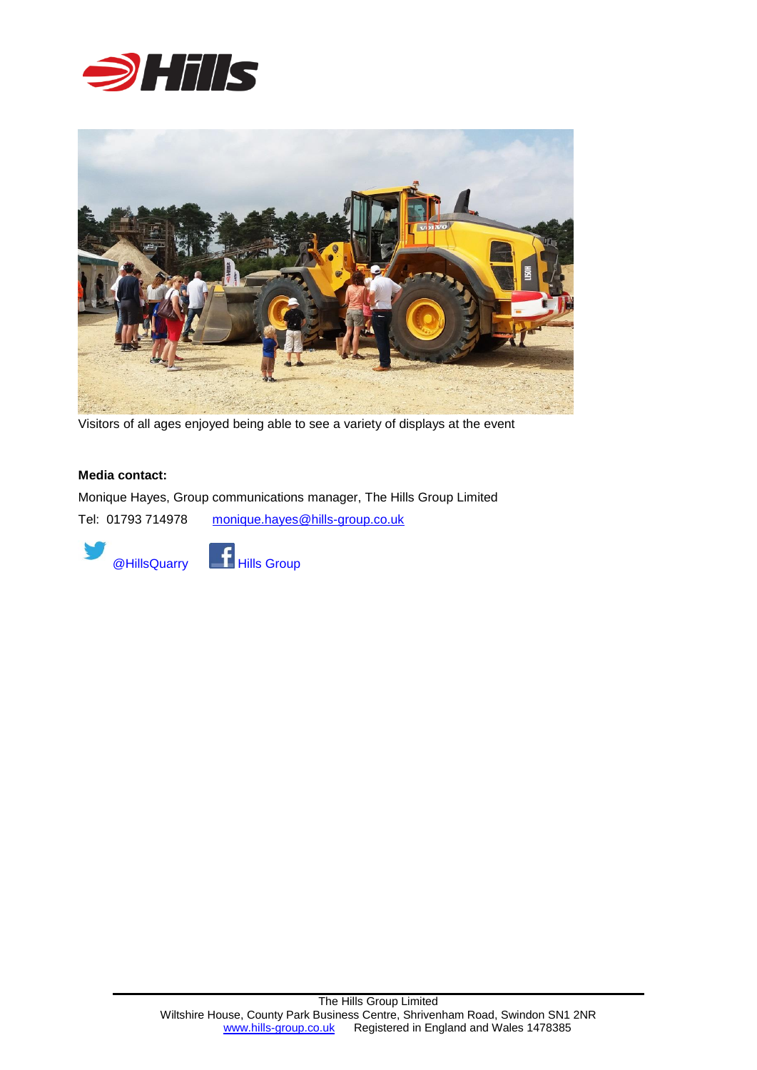Visitors of all ages enjoyed being able to see a variety of displays at the event

**Media contact:**

Monique Hayes, Group communications manager, The Hills Group Limited

Tel: 01793 714978 monique.hayes@hills-group.co.uk

@HillsQuarry Hills Group

The Hills Group Limited
Wiltshire House, County Park Business Centre, Shrivenham Road, Swindon SN1 2NR
www.hills-group.co.uk Registered in England and Wales 1478385